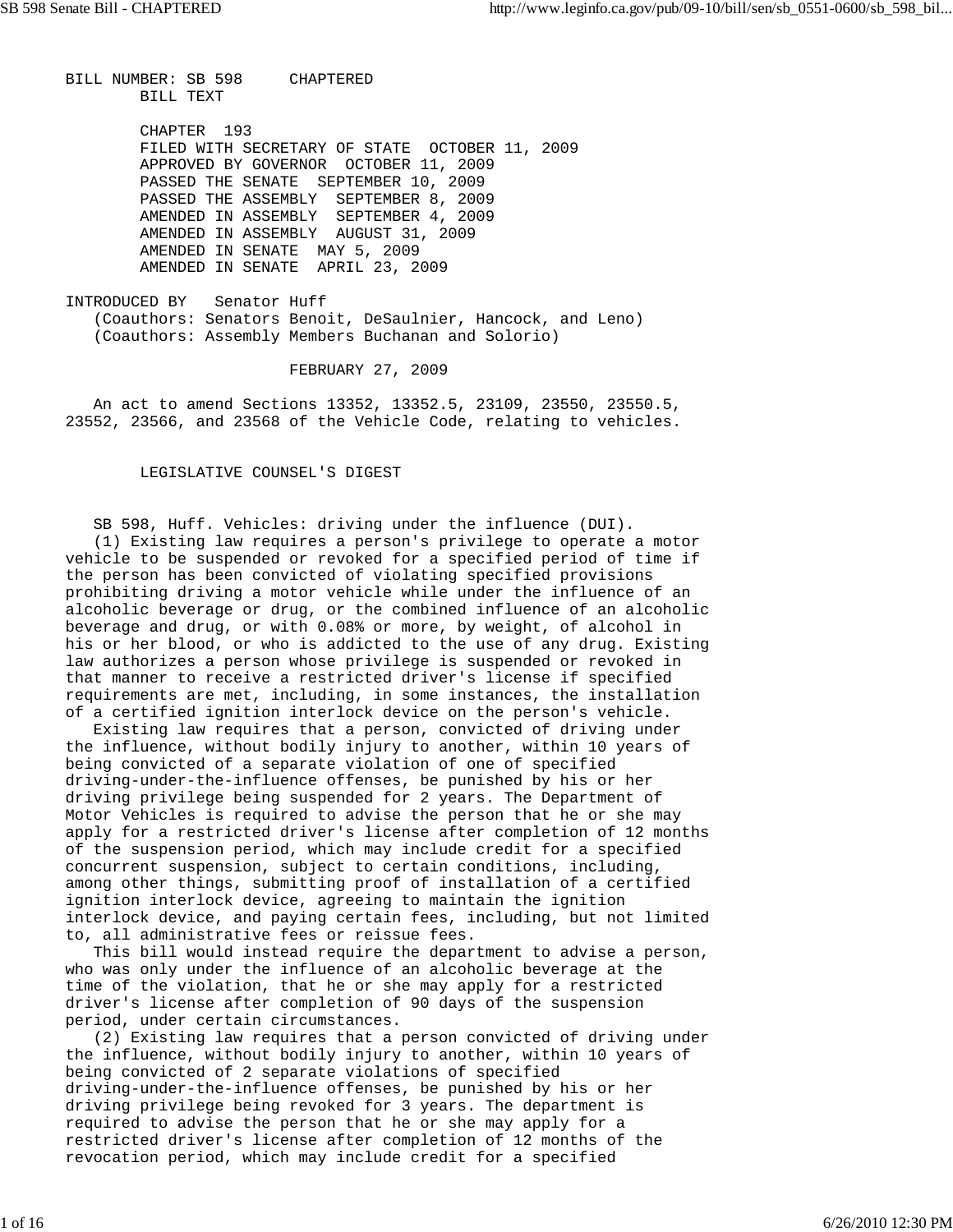BILL NUMBER: SB 598 CHAPTERED
BILL TEXT

CHAPTER 193
FILED WITH SECRETARY OF STATE OCTOBER 11, 2009
APPROVED BY GOVERNOR OCTOBER 11, 2009
PASSED THE SENATE SEPTEMBER 10, 2009
PASSED THE ASSEMBLY SEPTEMBER 8, 2009
AMENDED IN ASSEMBLY SEPTEMBER 4, 2009
AMENDED IN ASSEMBLY AUGUST 31, 2009
AMENDED IN SENATE MAY 5, 2009
AMENDED IN SENATE APRIL 23, 2009

INTRODUCED BY Senator Huff
(Coauthors: Senators Benoit, DeSaulnier, Hancock, and Leno)
(Coauthors: Assembly Members Buchanan and Solorio)

FEBRUARY 27, 2009

An act to amend Sections 13352, 13352.5, 23109, 23550, 23550.5, 23552, 23566, and 23568 of the Vehicle Code, relating to vehicles.

## LEGISLATIVE COUNSEL'S DIGEST

SB 598, Huff. Vehicles: driving under the influence (DUI).

(1) Existing law requires a person's privilege to operate a motor vehicle to be suspended or revoked for a specified period of time if the person has been convicted of violating specified provisions prohibiting driving a motor vehicle while under the influence of an alcoholic beverage or drug, or the combined influence of an alcoholic beverage and drug, or with 0.08% or more, by weight, of alcohol in his or her blood, or who is addicted to the use of any drug. Existing law authorizes a person whose privilege is suspended or revoked in that manner to receive a restricted driver's license if specified requirements are met, including, in some instances, the installation of a certified ignition interlock device on the person's vehicle.

Existing law requires that a person, convicted of driving under the influence, without bodily injury to another, within 10 years of being convicted of a separate violation of one of specified driving-under-the-influence offenses, be punished by his or her driving privilege being suspended for 2 years. The Department of Motor Vehicles is required to advise the person that he or she may apply for a restricted driver's license after completion of 12 months of the suspension period, which may include credit for a specified concurrent suspension, subject to certain conditions, including, among other things, submitting proof of installation of a certified ignition interlock device, agreeing to maintain the ignition interlock device, and paying certain fees, including, but not limited to, all administrative fees or reissue fees.

This bill would instead require the department to advise a person, who was only under the influence of an alcoholic beverage at the time of the violation, that he or she may apply for a restricted driver's license after completion of 90 days of the suspension period, under certain circumstances.

(2) Existing law requires that a person convicted of driving under the influence, without bodily injury to another, within 10 years of being convicted of 2 separate violations of specified driving-under-the-influence offenses, be punished by his or her driving privilege being revoked for 3 years. The department is required to advise the person that he or she may apply for a restricted driver's license after completion of 12 months of the revocation period, which may include credit for a specified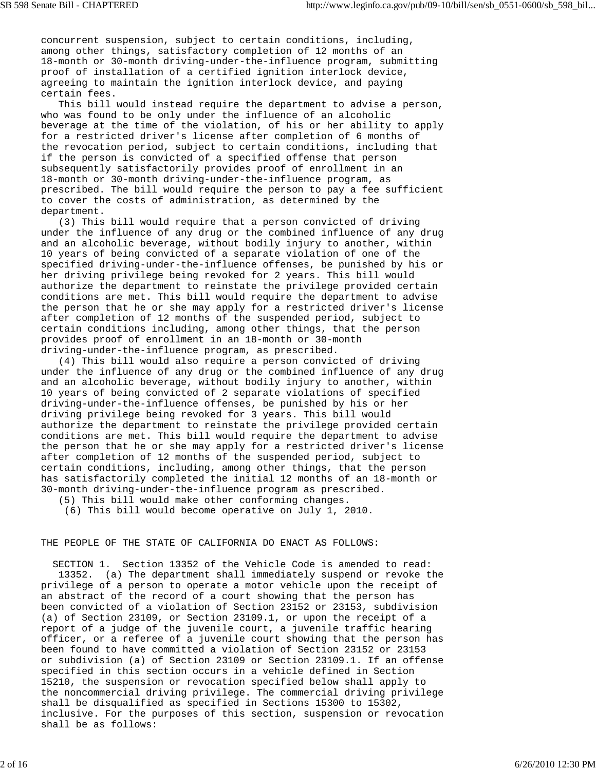concurrent suspension, subject to certain conditions, including, among other things, satisfactory completion of 12 months of an 18-month or 30-month driving-under-the-influence program, submitting proof of installation of a certified ignition interlock device, agreeing to maintain the ignition interlock device, and paying certain fees.

This bill would instead require the department to advise a person, who was found to be only under the influence of an alcoholic beverage at the time of the violation, of his or her ability to apply for a restricted driver's license after completion of 6 months of the revocation period, subject to certain conditions, including that if the person is convicted of a specified offense that person subsequently satisfactorily provides proof of enrollment in an 18-month or 30-month driving-under-the-influence program, as prescribed. The bill would require the person to pay a fee sufficient to cover the costs of administration, as determined by the department.

(3) This bill would require that a person convicted of driving under the influence of any drug or the combined influence of any drug and an alcoholic beverage, without bodily injury to another, within 10 years of being convicted of a separate violation of one of the specified driving-under-the-influence offenses, be punished by his or her driving privilege being revoked for 2 years. This bill would authorize the department to reinstate the privilege provided certain conditions are met. This bill would require the department to advise the person that he or she may apply for a restricted driver's license after completion of 12 months of the suspended period, subject to certain conditions including, among other things, that the person provides proof of enrollment in an 18-month or 30-month driving-under-the-influence program, as prescribed.

(4) This bill would also require a person convicted of driving under the influence of any drug or the combined influence of any drug and an alcoholic beverage, without bodily injury to another, within 10 years of being convicted of 2 separate violations of specified driving-under-the-influence offenses, be punished by his or her driving privilege being revoked for 3 years. This bill would authorize the department to reinstate the privilege provided certain conditions are met. This bill would require the department to advise the person that he or she may apply for a restricted driver's license after completion of 12 months of the suspended period, subject to certain conditions, including, among other things, that the person has satisfactorily completed the initial 12 months of an 18-month or 30-month driving-under-the-influence program as prescribed.

(5) This bill would make other conforming changes.

(6) This bill would become operative on July 1, 2010.

THE PEOPLE OF THE STATE OF CALIFORNIA DO ENACT AS FOLLOWS:

SECTION 1. Section 13352 of the Vehicle Code is amended to read:

13352. (a) The department shall immediately suspend or revoke the privilege of a person to operate a motor vehicle upon the receipt of an abstract of the record of a court showing that the person has been convicted of a violation of Section 23152 or 23153, subdivision (a) of Section 23109, or Section 23109.1, or upon the receipt of a report of a judge of the juvenile court, a juvenile traffic hearing officer, or a referee of a juvenile court showing that the person has been found to have committed a violation of Section 23152 or 23153 or subdivision (a) of Section 23109 or Section 23109.1. If an offense specified in this section occurs in a vehicle defined in Section 15210, the suspension or revocation specified below shall apply to the noncommercial driving privilege. The commercial driving privilege shall be disqualified as specified in Sections 15300 to 15302, inclusive. For the purposes of this section, suspension or revocation shall be as follows: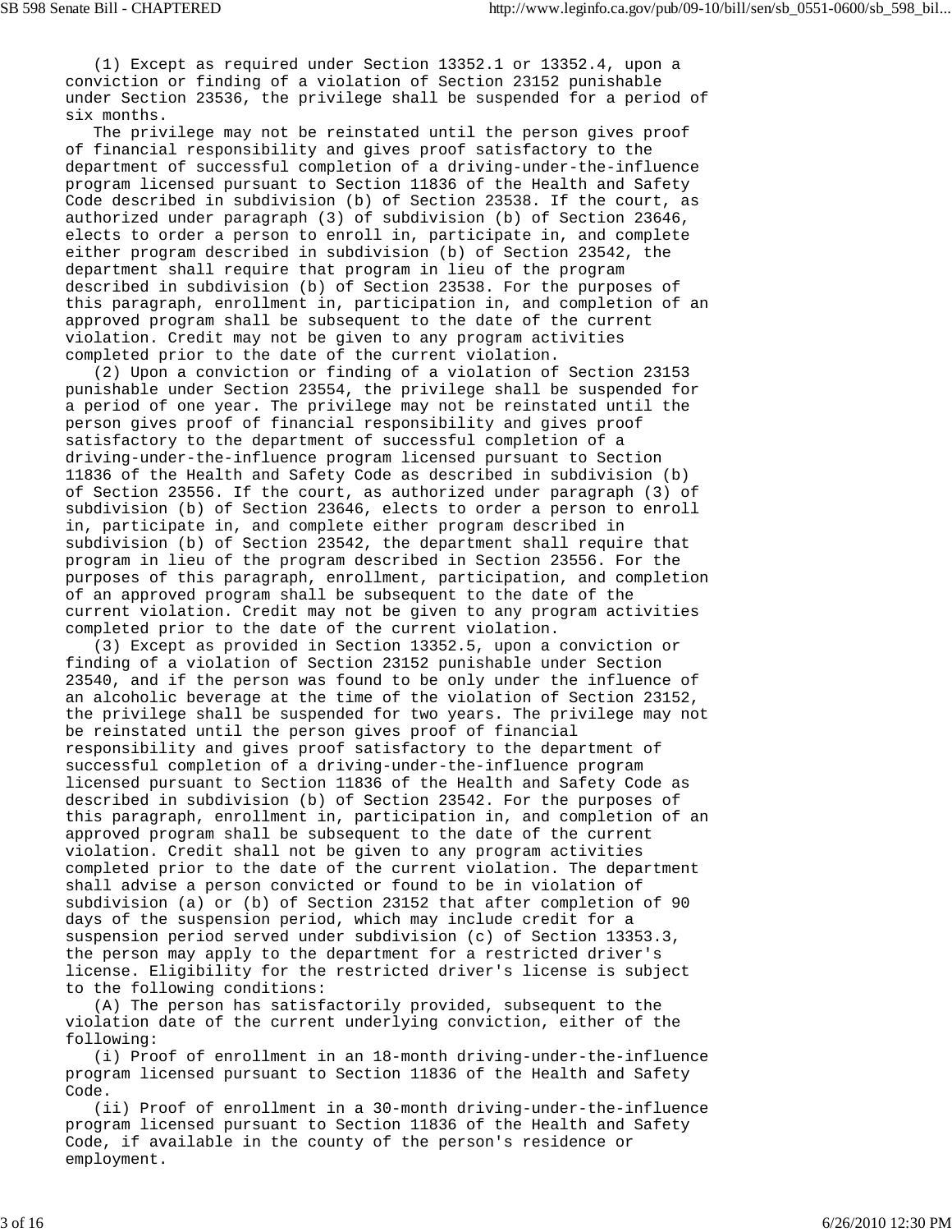(1) Except as required under Section 13352.1 or 13352.4, upon a conviction or finding of a violation of Section 23152 punishable under Section 23536, the privilege shall be suspended for a period of six months.

The privilege may not be reinstated until the person gives proof of financial responsibility and gives proof satisfactory to the department of successful completion of a driving-under-the-influence program licensed pursuant to Section 11836 of the Health and Safety Code described in subdivision (b) of Section 23538. If the court, as authorized under paragraph (3) of subdivision (b) of Section 23646, elects to order a person to enroll in, participate in, and complete either program described in subdivision (b) of Section 23542, the department shall require that program in lieu of the program described in subdivision (b) of Section 23538. For the purposes of this paragraph, enrollment in, participation in, and completion of an approved program shall be subsequent to the date of the current violation. Credit may not be given to any program activities completed prior to the date of the current violation.

(2) Upon a conviction or finding of a violation of Section 23153 punishable under Section 23554, the privilege shall be suspended for a period of one year. The privilege may not be reinstated until the person gives proof of financial responsibility and gives proof satisfactory to the department of successful completion of a driving-under-the-influence program licensed pursuant to Section 11836 of the Health and Safety Code as described in subdivision (b) of Section 23556. If the court, as authorized under paragraph (3) of subdivision (b) of Section 23646, elects to order a person to enroll in, participate in, and complete either program described in subdivision (b) of Section 23542, the department shall require that program in lieu of the program described in Section 23556. For the purposes of this paragraph, enrollment, participation, and completion of an approved program shall be subsequent to the date of the current violation. Credit may not be given to any program activities completed prior to the date of the current violation.

(3) Except as provided in Section 13352.5, upon a conviction or finding of a violation of Section 23152 punishable under Section 23540, and if the person was found to be only under the influence of an alcoholic beverage at the time of the violation of Section 23152, the privilege shall be suspended for two years. The privilege may not be reinstated until the person gives proof of financial responsibility and gives proof satisfactory to the department of successful completion of a driving-under-the-influence program licensed pursuant to Section 11836 of the Health and Safety Code as described in subdivision (b) of Section 23542. For the purposes of this paragraph, enrollment in, participation in, and completion of an approved program shall be subsequent to the date of the current violation. Credit shall not be given to any program activities completed prior to the date of the current violation. The department shall advise a person convicted or found to be in violation of subdivision (a) or (b) of Section 23152 that after completion of 90 days of the suspension period, which may include credit for a suspension period served under subdivision (c) of Section 13353.3, the person may apply to the department for a restricted driver's license. Eligibility for the restricted driver's license is subject to the following conditions:

(A) The person has satisfactorily provided, subsequent to the violation date of the current underlying conviction, either of the following:

(i) Proof of enrollment in an 18-month driving-under-the-influence program licensed pursuant to Section 11836 of the Health and Safety Code.

(ii) Proof of enrollment in a 30-month driving-under-the-influence program licensed pursuant to Section 11836 of the Health and Safety Code, if available in the county of the person's residence or employment.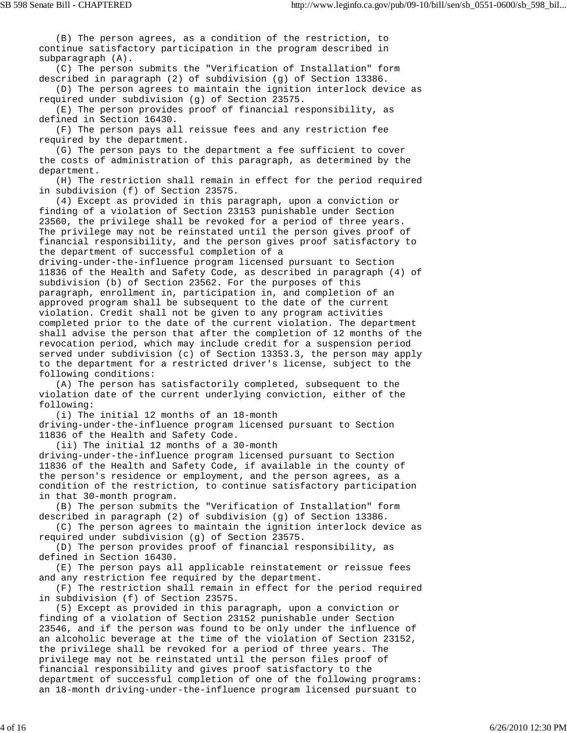(B) The person agrees, as a condition of the restriction, to continue satisfactory participation in the program described in subparagraph (A).

(C) The person submits the "Verification of Installation" form described in paragraph (2) of subdivision (g) of Section 13386.

(D) The person agrees to maintain the ignition interlock device as required under subdivision (g) of Section 23575.

(E) The person provides proof of financial responsibility, as defined in Section 16430.

(F) The person pays all reissue fees and any restriction fee required by the department.

(G) The person pays to the department a fee sufficient to cover the costs of administration of this paragraph, as determined by the department.

(H) The restriction shall remain in effect for the period required in subdivision (f) of Section 23575.

(4) Except as provided in this paragraph, upon a conviction or finding of a violation of Section 23153 punishable under Section 23560, the privilege shall be revoked for a period of three years. The privilege may not be reinstated until the person gives proof of financial responsibility, and the person gives proof satisfactory to the department of successful completion of a driving-under-the-influence program licensed pursuant to Section 11836 of the Health and Safety Code, as described in paragraph (4) of subdivision (b) of Section 23562. For the purposes of this paragraph, enrollment in, participation in, and completion of an approved program shall be subsequent to the date of the current violation. Credit shall not be given to any program activities completed prior to the date of the current violation. The department shall advise the person that after the completion of 12 months of the revocation period, which may include credit for a suspension period served under subdivision (c) of Section 13353.3, the person may apply to the department for a restricted driver's license, subject to the following conditions:

(A) The person has satisfactorily completed, subsequent to the violation date of the current underlying conviction, either of the following:

(i) The initial 12 months of an 18-month driving-under-the-influence program licensed pursuant to Section 11836 of the Health and Safety Code.

(ii) The initial 12 months of a 30-month driving-under-the-influence program licensed pursuant to Section 11836 of the Health and Safety Code, if available in the county of the person's residence or employment, and the person agrees, as a condition of the restriction, to continue satisfactory participation in that 30-month program.

(B) The person submits the "Verification of Installation" form described in paragraph (2) of subdivision (g) of Section 13386.

(C) The person agrees to maintain the ignition interlock device as required under subdivision (g) of Section 23575.

(D) The person provides proof of financial responsibility, as defined in Section 16430.

(E) The person pays all applicable reinstatement or reissue fees and any restriction fee required by the department.

(F) The restriction shall remain in effect for the period required in subdivision (f) of Section 23575.

(5) Except as provided in this paragraph, upon a conviction or finding of a violation of Section 23152 punishable under Section 23546, and if the person was found to be only under the influence of an alcoholic beverage at the time of the violation of Section 23152, the privilege shall be revoked for a period of three years. The privilege may not be reinstated until the person files proof of financial responsibility and gives proof satisfactory to the department of successful completion of one of the following programs: an 18-month driving-under-the-influence program licensed pursuant to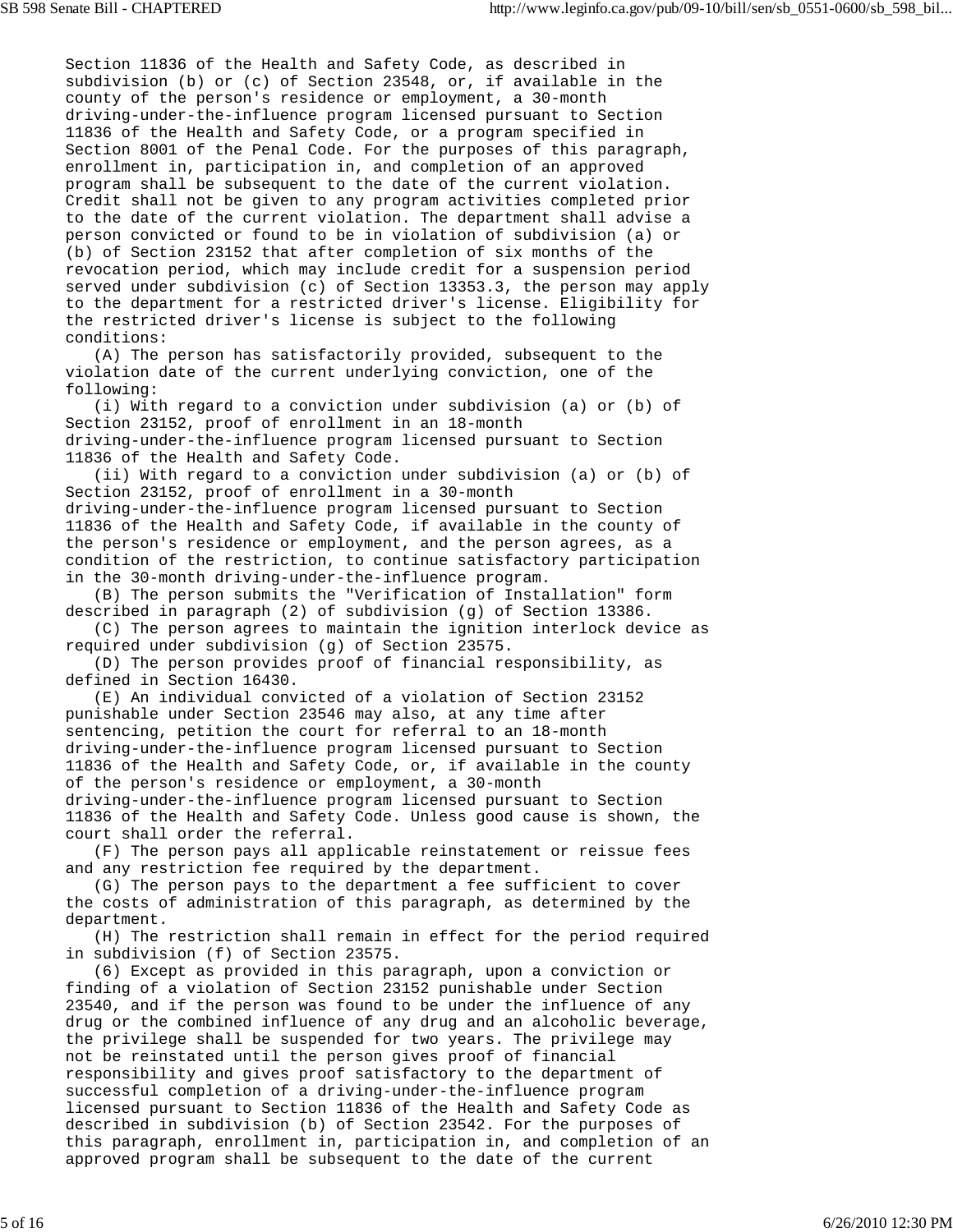Section 11836 of the Health and Safety Code, as described in subdivision (b) or (c) of Section 23548, or, if available in the county of the person's residence or employment, a 30-month driving-under-the-influence program licensed pursuant to Section 11836 of the Health and Safety Code, or a program specified in Section 8001 of the Penal Code. For the purposes of this paragraph, enrollment in, participation in, and completion of an approved program shall be subsequent to the date of the current violation. Credit shall not be given to any program activities completed prior to the date of the current violation. The department shall advise a person convicted or found to be in violation of subdivision (a) or (b) of Section 23152 that after completion of six months of the revocation period, which may include credit for a suspension period served under subdivision (c) of Section 13353.3, the person may apply to the department for a restricted driver's license. Eligibility for the restricted driver's license is subject to the following conditions:

(A) The person has satisfactorily provided, subsequent to the violation date of the current underlying conviction, one of the following:

(i) With regard to a conviction under subdivision (a) or (b) of Section 23152, proof of enrollment in an 18-month driving-under-the-influence program licensed pursuant to Section 11836 of the Health and Safety Code.

(ii) With regard to a conviction under subdivision (a) or (b) of Section 23152, proof of enrollment in a 30-month driving-under-the-influence program licensed pursuant to Section 11836 of the Health and Safety Code, if available in the county of the person's residence or employment, and the person agrees, as a condition of the restriction, to continue satisfactory participation in the 30-month driving-under-the-influence program.

(B) The person submits the "Verification of Installation" form described in paragraph (2) of subdivision (g) of Section 13386.

(C) The person agrees to maintain the ignition interlock device as required under subdivision (g) of Section 23575.

(D) The person provides proof of financial responsibility, as defined in Section 16430.

(E) An individual convicted of a violation of Section 23152 punishable under Section 23546 may also, at any time after sentencing, petition the court for referral to an 18-month driving-under-the-influence program licensed pursuant to Section 11836 of the Health and Safety Code, or, if available in the county of the person's residence or employment, a 30-month driving-under-the-influence program licensed pursuant to Section 11836 of the Health and Safety Code. Unless good cause is shown, the court shall order the referral.

(F) The person pays all applicable reinstatement or reissue fees and any restriction fee required by the department.

(G) The person pays to the department a fee sufficient to cover the costs of administration of this paragraph, as determined by the department.

(H) The restriction shall remain in effect for the period required in subdivision (f) of Section 23575.

(6) Except as provided in this paragraph, upon a conviction or finding of a violation of Section 23152 punishable under Section 23540, and if the person was found to be under the influence of any drug or the combined influence of any drug and an alcoholic beverage, the privilege shall be suspended for two years. The privilege may not be reinstated until the person gives proof of financial responsibility and gives proof satisfactory to the department of successful completion of a driving-under-the-influence program licensed pursuant to Section 11836 of the Health and Safety Code as described in subdivision (b) of Section 23542. For the purposes of this paragraph, enrollment in, participation in, and completion of an approved program shall be subsequent to the date of the current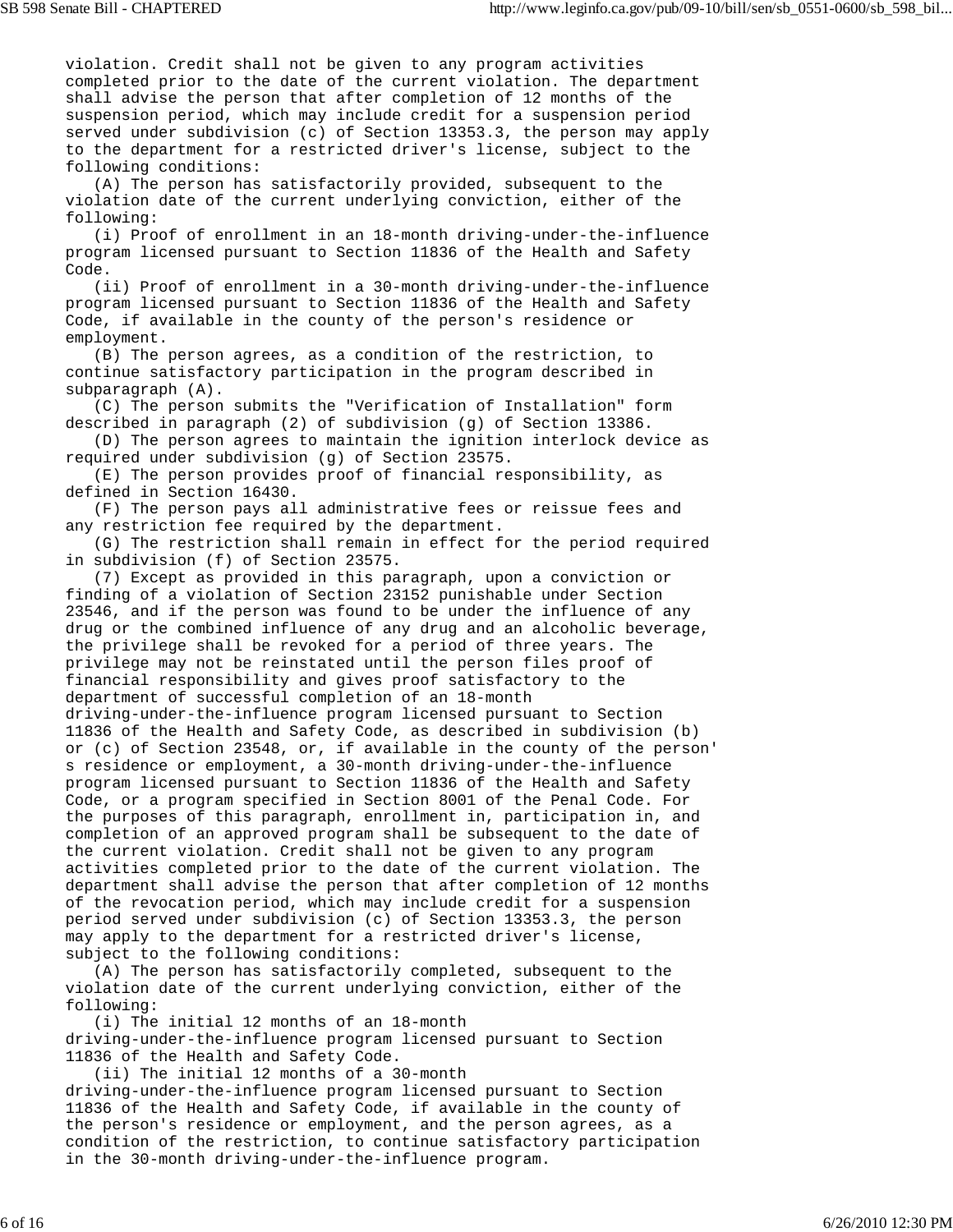violation. Credit shall not be given to any program activities completed prior to the date of the current violation. The department shall advise the person that after completion of 12 months of the suspension period, which may include credit for a suspension period served under subdivision (c) of Section 13353.3, the person may apply to the department for a restricted driver's license, subject to the following conditions:

(A) The person has satisfactorily provided, subsequent to the violation date of the current underlying conviction, either of the following:

(i) Proof of enrollment in an 18-month driving-under-the-influence program licensed pursuant to Section 11836 of the Health and Safety Code.

(ii) Proof of enrollment in a 30-month driving-under-the-influence program licensed pursuant to Section 11836 of the Health and Safety Code, if available in the county of the person's residence or employment.

(B) The person agrees, as a condition of the restriction, to continue satisfactory participation in the program described in subparagraph (A).

(C) The person submits the "Verification of Installation" form described in paragraph (2) of subdivision (g) of Section 13386.

(D) The person agrees to maintain the ignition interlock device as required under subdivision (g) of Section 23575.

(E) The person provides proof of financial responsibility, as defined in Section 16430.

(F) The person pays all administrative fees or reissue fees and any restriction fee required by the department.

(G) The restriction shall remain in effect for the period required in subdivision (f) of Section 23575.

(7) Except as provided in this paragraph, upon a conviction or finding of a violation of Section 23152 punishable under Section 23546, and if the person was found to be under the influence of any drug or the combined influence of any drug and an alcoholic beverage, the privilege shall be revoked for a period of three years. The privilege may not be reinstated until the person files proof of financial responsibility and gives proof satisfactory to the department of successful completion of an 18-month driving-under-the-influence program licensed pursuant to Section 11836 of the Health and Safety Code, as described in subdivision (b) or (c) of Section 23548, or, if available in the county of the person's residence or employment, a 30-month driving-under-the-influence program licensed pursuant to Section 11836 of the Health and Safety Code, or a program specified in Section 8001 of the Penal Code. For the purposes of this paragraph, enrollment in, participation in, and completion of an approved program shall be subsequent to the date of the current violation. Credit shall not be given to any program activities completed prior to the date of the current violation. The department shall advise the person that after completion of 12 months of the revocation period, which may include credit for a suspension period served under subdivision (c) of Section 13353.3, the person may apply to the department for a restricted driver's license, subject to the following conditions:

(A) The person has satisfactorily completed, subsequent to the violation date of the current underlying conviction, either of the following:

(i) The initial 12 months of an 18-month driving-under-the-influence program licensed pursuant to Section 11836 of the Health and Safety Code.

(ii) The initial 12 months of a 30-month driving-under-the-influence program licensed pursuant to Section 11836 of the Health and Safety Code, if available in the county of the person's residence or employment, and the person agrees, as a condition of the restriction, to continue satisfactory participation in the 30-month driving-under-the-influence program.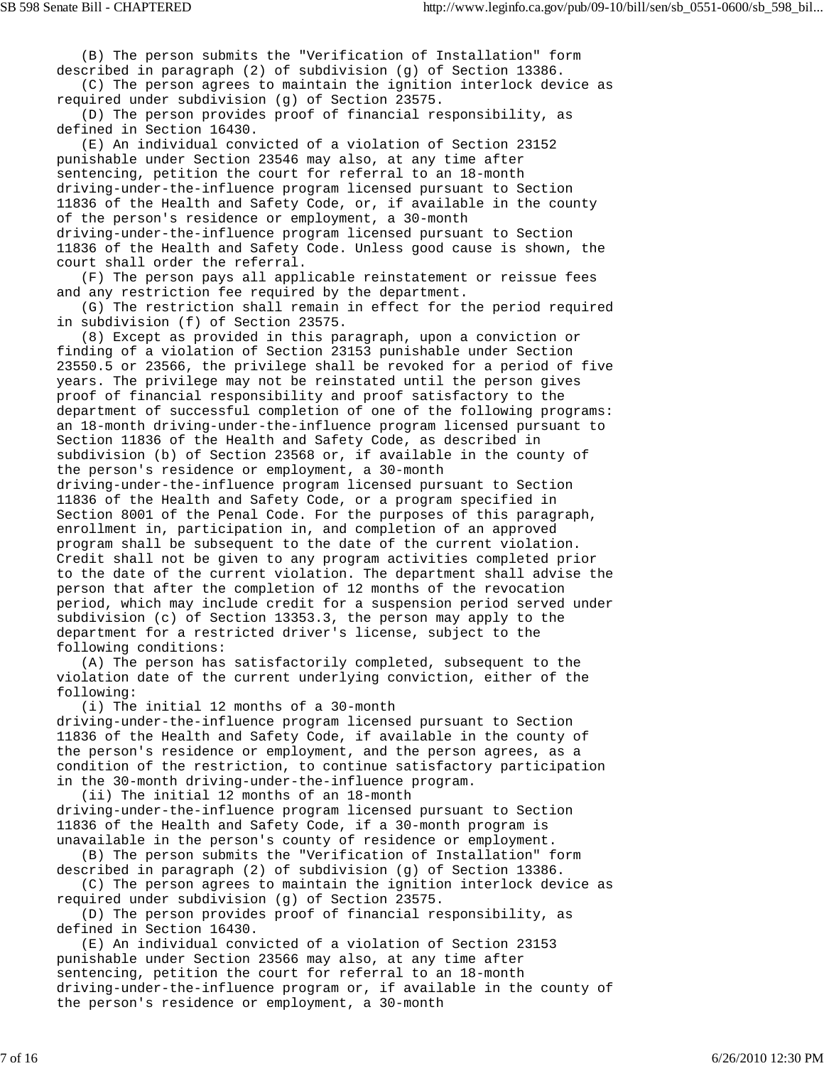(B) The person submits the "Verification of Installation" form described in paragraph (2) of subdivision (g) of Section 13386.

(C) The person agrees to maintain the ignition interlock device as required under subdivision (g) of Section 23575.

(D) The person provides proof of financial responsibility, as defined in Section 16430.

(E) An individual convicted of a violation of Section 23152 punishable under Section 23546 may also, at any time after sentencing, petition the court for referral to an 18-month driving-under-the-influence program licensed pursuant to Section 11836 of the Health and Safety Code, or, if available in the county of the person's residence or employment, a 30-month driving-under-the-influence program licensed pursuant to Section 11836 of the Health and Safety Code. Unless good cause is shown, the court shall order the referral.

(F) The person pays all applicable reinstatement or reissue fees and any restriction fee required by the department.

(G) The restriction shall remain in effect for the period required in subdivision (f) of Section 23575.

(8) Except as provided in this paragraph, upon a conviction or finding of a violation of Section 23153 punishable under Section 23550.5 or 23566, the privilege shall be revoked for a period of five years. The privilege may not be reinstated until the person gives proof of financial responsibility and proof satisfactory to the department of successful completion of one of the following programs: an 18-month driving-under-the-influence program licensed pursuant to Section 11836 of the Health and Safety Code, as described in subdivision (b) of Section 23568 or, if available in the county of the person's residence or employment, a 30-month driving-under-the-influence program licensed pursuant to Section 11836 of the Health and Safety Code, or a program specified in Section 8001 of the Penal Code. For the purposes of this paragraph, enrollment in, participation in, and completion of an approved program shall be subsequent to the date of the current violation. Credit shall not be given to any program activities completed prior to the date of the current violation. The department shall advise the person that after the completion of 12 months of the revocation period, which may include credit for a suspension period served under subdivision (c) of Section 13353.3, the person may apply to the department for a restricted driver's license, subject to the following conditions:

(A) The person has satisfactorily completed, subsequent to the violation date of the current underlying conviction, either of the following:

(i) The initial 12 months of a 30-month driving-under-the-influence program licensed pursuant to Section 11836 of the Health and Safety Code, if available in the county of the person's residence or employment, and the person agrees, as a condition of the restriction, to continue satisfactory participation in the 30-month driving-under-the-influence program.

(ii) The initial 12 months of an 18-month driving-under-the-influence program licensed pursuant to Section 11836 of the Health and Safety Code, if a 30-month program is unavailable in the person's county of residence or employment.

(B) The person submits the "Verification of Installation" form described in paragraph (2) of subdivision (g) of Section 13386.

(C) The person agrees to maintain the ignition interlock device as required under subdivision (g) of Section 23575.

(D) The person provides proof of financial responsibility, as defined in Section 16430.

(E) An individual convicted of a violation of Section 23153 punishable under Section 23566 may also, at any time after sentencing, petition the court for referral to an 18-month driving-under-the-influence program or, if available in the county of the person's residence or employment, a 30-month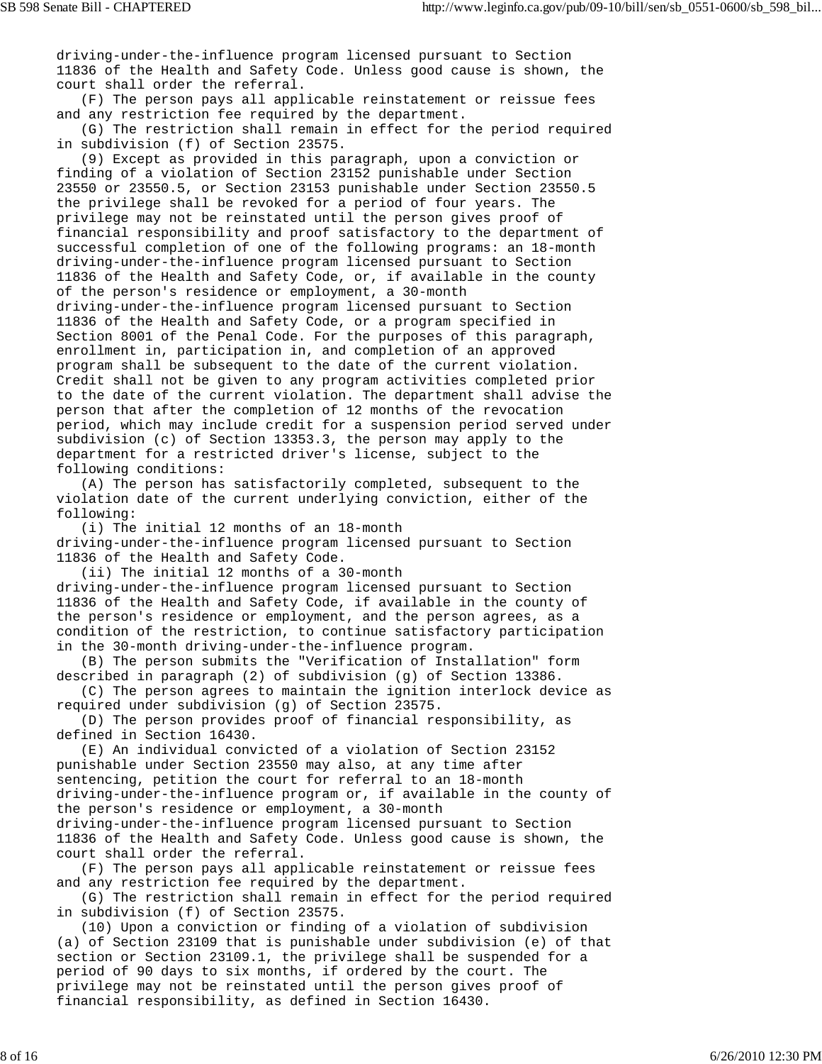driving-under-the-influence program licensed pursuant to Section 11836 of the Health and Safety Code. Unless good cause is shown, the court shall order the referral.

(F) The person pays all applicable reinstatement or reissue fees and any restriction fee required by the department.

(G) The restriction shall remain in effect for the period required in subdivision (f) of Section 23575.

(9) Except as provided in this paragraph, upon a conviction or finding of a violation of Section 23152 punishable under Section 23550 or 23550.5, or Section 23153 punishable under Section 23550.5 the privilege shall be revoked for a period of four years. The privilege may not be reinstated until the person gives proof of financial responsibility and proof satisfactory to the department of successful completion of one of the following programs: an 18-month driving-under-the-influence program licensed pursuant to Section 11836 of the Health and Safety Code, or, if available in the county of the person's residence or employment, a 30-month driving-under-the-influence program licensed pursuant to Section 11836 of the Health and Safety Code, or a program specified in Section 8001 of the Penal Code. For the purposes of this paragraph, enrollment in, participation in, and completion of an approved program shall be subsequent to the date of the current violation. Credit shall not be given to any program activities completed prior to the date of the current violation. The department shall advise the person that after the completion of 12 months of the revocation period, which may include credit for a suspension period served under subdivision (c) of Section 13353.3, the person may apply to the department for a restricted driver's license, subject to the following conditions:

(A) The person has satisfactorily completed, subsequent to the violation date of the current underlying conviction, either of the following:

(i) The initial 12 months of an 18-month driving-under-the-influence program licensed pursuant to Section 11836 of the Health and Safety Code.

(ii) The initial 12 months of a 30-month driving-under-the-influence program licensed pursuant to Section 11836 of the Health and Safety Code, if available in the county of the person's residence or employment, and the person agrees, as a condition of the restriction, to continue satisfactory participation in the 30-month driving-under-the-influence program.

(B) The person submits the "Verification of Installation" form described in paragraph (2) of subdivision (g) of Section 13386.

(C) The person agrees to maintain the ignition interlock device as required under subdivision (g) of Section 23575.

(D) The person provides proof of financial responsibility, as defined in Section 16430.

(E) An individual convicted of a violation of Section 23152 punishable under Section 23550 may also, at any time after sentencing, petition the court for referral to an 18-month driving-under-the-influence program or, if available in the county of the person's residence or employment, a 30-month driving-under-the-influence program licensed pursuant to Section 11836 of the Health and Safety Code. Unless good cause is shown, the court shall order the referral.

(F) The person pays all applicable reinstatement or reissue fees and any restriction fee required by the department.

(G) The restriction shall remain in effect for the period required in subdivision (f) of Section 23575.

(10) Upon a conviction or finding of a violation of subdivision (a) of Section 23109 that is punishable under subdivision (e) of that section or Section 23109.1, the privilege shall be suspended for a period of 90 days to six months, if ordered by the court. The privilege may not be reinstated until the person gives proof of financial responsibility, as defined in Section 16430.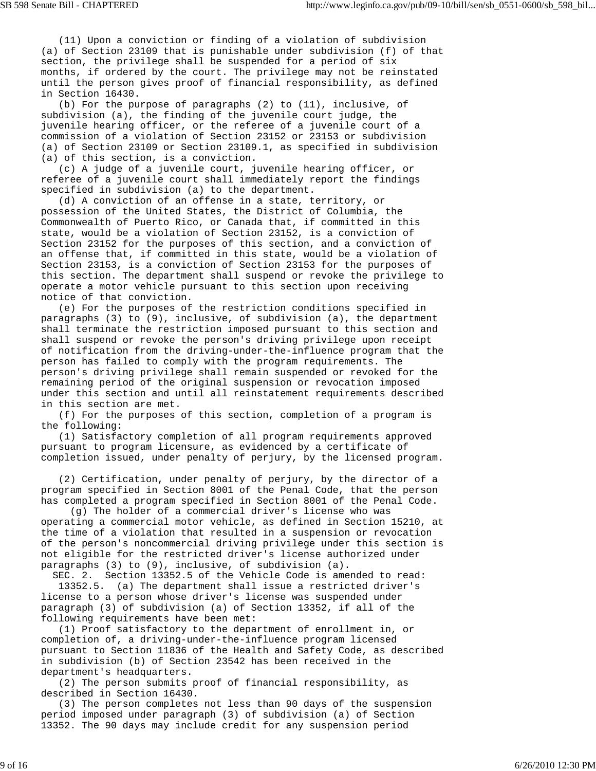(11) Upon a conviction or finding of a violation of subdivision (a) of Section 23109 that is punishable under subdivision (f) of that section, the privilege shall be suspended for a period of six months, if ordered by the court. The privilege may not be reinstated until the person gives proof of financial responsibility, as defined in Section 16430.

(b) For the purpose of paragraphs (2) to (11), inclusive, of subdivision (a), the finding of the juvenile court judge, the juvenile hearing officer, or the referee of a juvenile court of a commission of a violation of Section 23152 or 23153 or subdivision (a) of Section 23109 or Section 23109.1, as specified in subdivision (a) of this section, is a conviction.

(c) A judge of a juvenile court, juvenile hearing officer, or referee of a juvenile court shall immediately report the findings specified in subdivision (a) to the department.

(d) A conviction of an offense in a state, territory, or possession of the United States, the District of Columbia, the Commonwealth of Puerto Rico, or Canada that, if committed in this state, would be a violation of Section 23152, is a conviction of Section 23152 for the purposes of this section, and a conviction of an offense that, if committed in this state, would be a violation of Section 23153, is a conviction of Section 23153 for the purposes of this section. The department shall suspend or revoke the privilege to operate a motor vehicle pursuant to this section upon receiving notice of that conviction.

(e) For the purposes of the restriction conditions specified in paragraphs (3) to (9), inclusive, of subdivision (a), the department shall terminate the restriction imposed pursuant to this section and shall suspend or revoke the person's driving privilege upon receipt of notification from the driving-under-the-influence program that the person has failed to comply with the program requirements. The person's driving privilege shall remain suspended or revoked for the remaining period of the original suspension or revocation imposed under this section and until all reinstatement requirements described in this section are met.

(f) For the purposes of this section, completion of a program is the following:

(1) Satisfactory completion of all program requirements approved pursuant to program licensure, as evidenced by a certificate of completion issued, under penalty of perjury, by the licensed program.

(2) Certification, under penalty of perjury, by the director of a program specified in Section 8001 of the Penal Code, that the person has completed a program specified in Section 8001 of the Penal Code.

(g) The holder of a commercial driver's license who was operating a commercial motor vehicle, as defined in Section 15210, at the time of a violation that resulted in a suspension or revocation of the person's noncommercial driving privilege under this section is not eligible for the restricted driver's license authorized under paragraphs (3) to (9), inclusive, of subdivision (a).

SEC. 2. Section 13352.5 of the Vehicle Code is amended to read:

13352.5. (a) The department shall issue a restricted driver's license to a person whose driver's license was suspended under paragraph (3) of subdivision (a) of Section 13352, if all of the following requirements have been met:

(1) Proof satisfactory to the department of enrollment in, or completion of, a driving-under-the-influence program licensed pursuant to Section 11836 of the Health and Safety Code, as described in subdivision (b) of Section 23542 has been received in the department's headquarters.

(2) The person submits proof of financial responsibility, as described in Section 16430.

(3) The person completes not less than 90 days of the suspension period imposed under paragraph (3) of subdivision (a) of Section 13352. The 90 days may include credit for any suspension period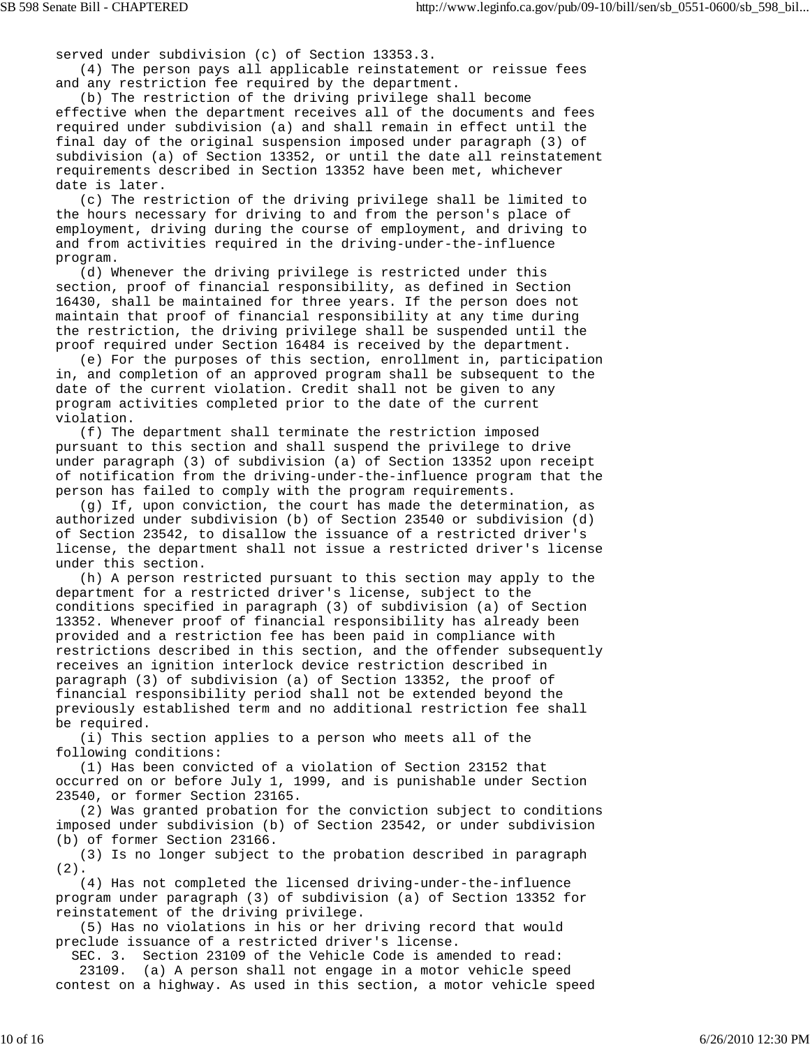served under subdivision (c) of Section 13353.3.

(4) The person pays all applicable reinstatement or reissue fees and any restriction fee required by the department.

(b) The restriction of the driving privilege shall become effective when the department receives all of the documents and fees required under subdivision (a) and shall remain in effect until the final day of the original suspension imposed under paragraph (3) of subdivision (a) of Section 13352, or until the date all reinstatement requirements described in Section 13352 have been met, whichever date is later.

(c) The restriction of the driving privilege shall be limited to the hours necessary for driving to and from the person's place of employment, driving during the course of employment, and driving to and from activities required in the driving-under-the-influence program.

(d) Whenever the driving privilege is restricted under this section, proof of financial responsibility, as defined in Section 16430, shall be maintained for three years. If the person does not maintain that proof of financial responsibility at any time during the restriction, the driving privilege shall be suspended until the proof required under Section 16484 is received by the department.

(e) For the purposes of this section, enrollment in, participation in, and completion of an approved program shall be subsequent to the date of the current violation. Credit shall not be given to any program activities completed prior to the date of the current violation.

(f) The department shall terminate the restriction imposed pursuant to this section and shall suspend the privilege to drive under paragraph (3) of subdivision (a) of Section 13352 upon receipt of notification from the driving-under-the-influence program that the person has failed to comply with the program requirements.

(g) If, upon conviction, the court has made the determination, as authorized under subdivision (b) of Section 23540 or subdivision (d) of Section 23542, to disallow the issuance of a restricted driver's license, the department shall not issue a restricted driver's license under this section.

(h) A person restricted pursuant to this section may apply to the department for a restricted driver's license, subject to the conditions specified in paragraph (3) of subdivision (a) of Section 13352. Whenever proof of financial responsibility has already been provided and a restriction fee has been paid in compliance with restrictions described in this section, and the offender subsequently receives an ignition interlock device restriction described in paragraph (3) of subdivision (a) of Section 13352, the proof of financial responsibility period shall not be extended beyond the previously established term and no additional restriction fee shall be required.

(i) This section applies to a person who meets all of the following conditions:

(1) Has been convicted of a violation of Section 23152 that occurred on or before July 1, 1999, and is punishable under Section 23540, or former Section 23165.

(2) Was granted probation for the conviction subject to conditions imposed under subdivision (b) of Section 23542, or under subdivision (b) of former Section 23166.

(3) Is no longer subject to the probation described in paragraph (2).

(4) Has not completed the licensed driving-under-the-influence program under paragraph (3) of subdivision (a) of Section 13352 for reinstatement of the driving privilege.

(5) Has no violations in his or her driving record that would preclude issuance of a restricted driver's license.

SEC. 3. Section 23109 of the Vehicle Code is amended to read:

23109. (a) A person shall not engage in a motor vehicle speed contest on a highway. As used in this section, a motor vehicle speed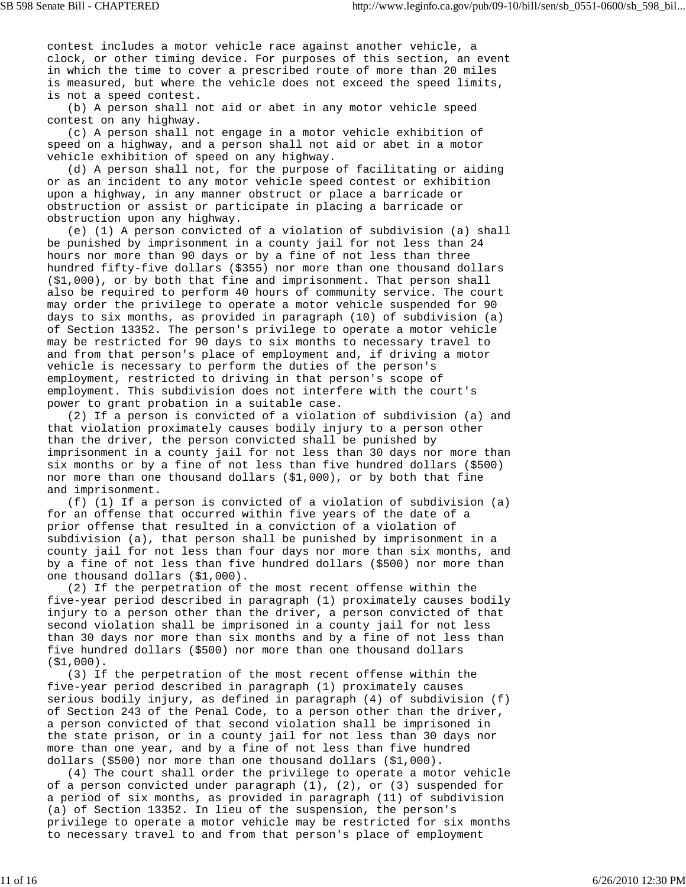contest includes a motor vehicle race against another vehicle, a clock, or other timing device. For purposes of this section, an event in which the time to cover a prescribed route of more than 20 miles is measured, but where the vehicle does not exceed the speed limits, is not a speed contest.

(b) A person shall not aid or abet in any motor vehicle speed contest on any highway.

(c) A person shall not engage in a motor vehicle exhibition of speed on a highway, and a person shall not aid or abet in a motor vehicle exhibition of speed on any highway.

(d) A person shall not, for the purpose of facilitating or aiding or as an incident to any motor vehicle speed contest or exhibition upon a highway, in any manner obstruct or place a barricade or obstruction or assist or participate in placing a barricade or obstruction upon any highway.

(e) (1) A person convicted of a violation of subdivision (a) shall be punished by imprisonment in a county jail for not less than 24 hours nor more than 90 days or by a fine of not less than three hundred fifty-five dollars ($355) nor more than one thousand dollars ($1,000), or by both that fine and imprisonment. That person shall also be required to perform 40 hours of community service. The court may order the privilege to operate a motor vehicle suspended for 90 days to six months, as provided in paragraph (10) of subdivision (a) of Section 13352. The person's privilege to operate a motor vehicle may be restricted for 90 days to six months to necessary travel to and from that person's place of employment and, if driving a motor vehicle is necessary to perform the duties of the person's employment, restricted to driving in that person's scope of employment. This subdivision does not interfere with the court's power to grant probation in a suitable case.

(2) If a person is convicted of a violation of subdivision (a) and that violation proximately causes bodily injury to a person other than the driver, the person convicted shall be punished by imprisonment in a county jail for not less than 30 days nor more than six months or by a fine of not less than five hundred dollars ($500) nor more than one thousand dollars ($1,000), or by both that fine and imprisonment.

(f) (1) If a person is convicted of a violation of subdivision (a) for an offense that occurred within five years of the date of a prior offense that resulted in a conviction of a violation of subdivision (a), that person shall be punished by imprisonment in a county jail for not less than four days nor more than six months, and by a fine of not less than five hundred dollars ($500) nor more than one thousand dollars ($1,000).

(2) If the perpetration of the most recent offense within the five-year period described in paragraph (1) proximately causes bodily injury to a person other than the driver, a person convicted of that second violation shall be imprisoned in a county jail for not less than 30 days nor more than six months and by a fine of not less than five hundred dollars ($500) nor more than one thousand dollars ($1,000).

(3) If the perpetration of the most recent offense within the five-year period described in paragraph (1) proximately causes serious bodily injury, as defined in paragraph (4) of subdivision (f) of Section 243 of the Penal Code, to a person other than the driver, a person convicted of that second violation shall be imprisoned in the state prison, or in a county jail for not less than 30 days nor more than one year, and by a fine of not less than five hundred dollars ($500) nor more than one thousand dollars ($1,000).

(4) The court shall order the privilege to operate a motor vehicle of a person convicted under paragraph (1), (2), or (3) suspended for a period of six months, as provided in paragraph (11) of subdivision (a) of Section 13352. In lieu of the suspension, the person's privilege to operate a motor vehicle may be restricted for six months to necessary travel to and from that person's place of employment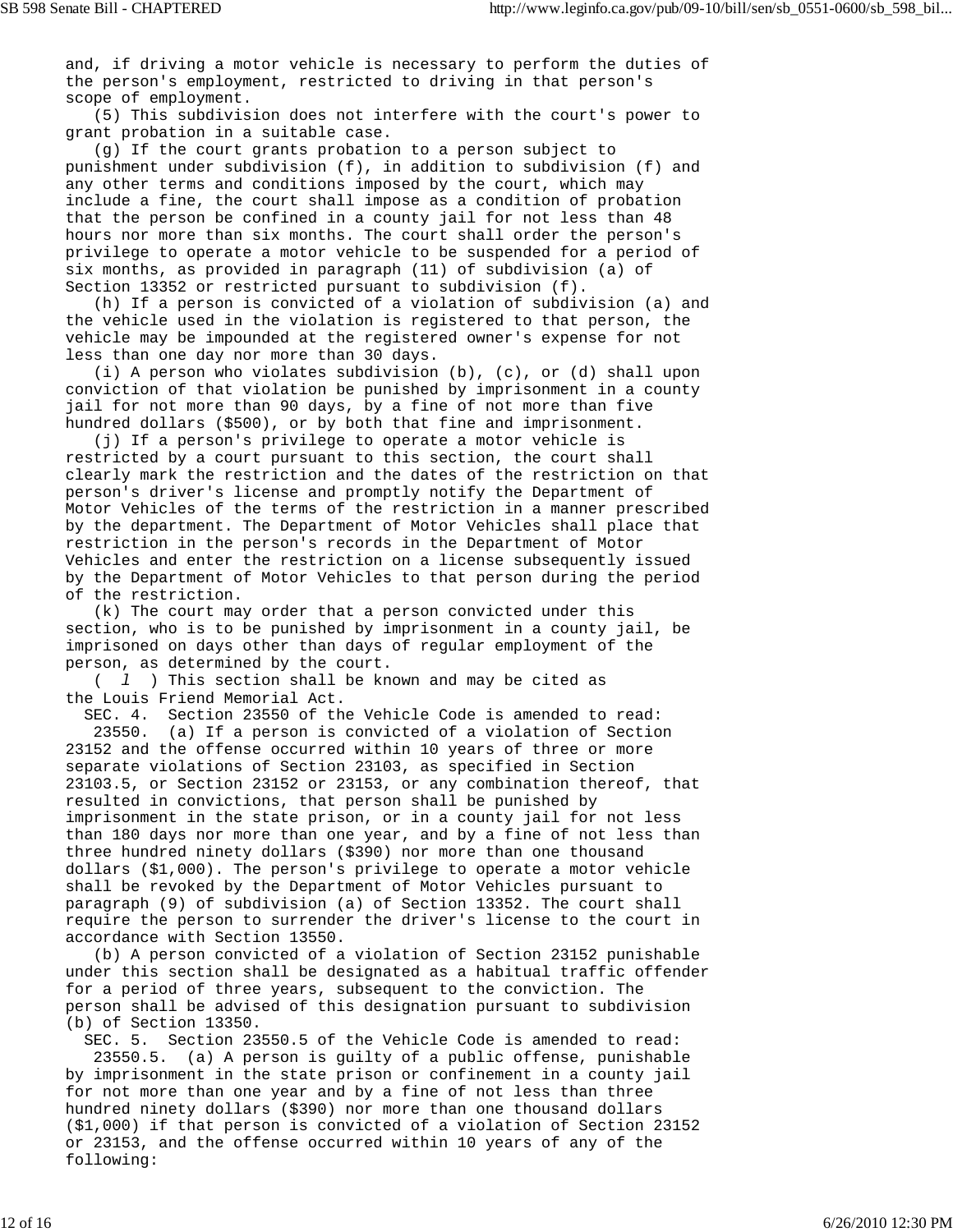and, if driving a motor vehicle is necessary to perform the duties of the person's employment, restricted to driving in that person's scope of employment.

(5) This subdivision does not interfere with the court's power to grant probation in a suitable case.

(g) If the court grants probation to a person subject to punishment under subdivision (f), in addition to subdivision (f) and any other terms and conditions imposed by the court, which may include a fine, the court shall impose as a condition of probation that the person be confined in a county jail for not less than 48 hours nor more than six months. The court shall order the person's privilege to operate a motor vehicle to be suspended for a period of six months, as provided in paragraph (11) of subdivision (a) of Section 13352 or restricted pursuant to subdivision (f).

(h) If a person is convicted of a violation of subdivision (a) and the vehicle used in the violation is registered to that person, the vehicle may be impounded at the registered owner's expense for not less than one day nor more than 30 days.

(i) A person who violates subdivision (b), (c), or (d) shall upon conviction of that violation be punished by imprisonment in a county jail for not more than 90 days, by a fine of not more than five hundred dollars ($500), or by both that fine and imprisonment.

(j) If a person's privilege to operate a motor vehicle is restricted by a court pursuant to this section, the court shall clearly mark the restriction and the dates of the restriction on that person's driver's license and promptly notify the Department of Motor Vehicles of the terms of the restriction in a manner prescribed by the department. The Department of Motor Vehicles shall place that restriction in the person's records in the Department of Motor Vehicles and enter the restriction on a license subsequently issued by the Department of Motor Vehicles to that person during the period of the restriction.

(k) The court may order that a person convicted under this section, who is to be punished by imprisonment in a county jail, be imprisoned on days other than days of regular employment of the person, as determined by the court.

( *l* ) This section shall be known and may be cited as the Louis Friend Memorial Act.

SEC. 4. Section 23550 of the Vehicle Code is amended to read:

23550. (a) If a person is convicted of a violation of Section 23152 and the offense occurred within 10 years of three or more separate violations of Section 23103, as specified in Section 23103.5, or Section 23152 or 23153, or any combination thereof, that resulted in convictions, that person shall be punished by imprisonment in the state prison, or in a county jail for not less than 180 days nor more than one year, and by a fine of not less than three hundred ninety dollars ($390) nor more than one thousand dollars ($1,000). The person's privilege to operate a motor vehicle shall be revoked by the Department of Motor Vehicles pursuant to paragraph (9) of subdivision (a) of Section 13352. The court shall require the person to surrender the driver's license to the court in accordance with Section 13550.

(b) A person convicted of a violation of Section 23152 punishable under this section shall be designated as a habitual traffic offender for a period of three years, subsequent to the conviction. The person shall be advised of this designation pursuant to subdivision (b) of Section 13350.

SEC. 5. Section 23550.5 of the Vehicle Code is amended to read:

23550.5. (a) A person is guilty of a public offense, punishable by imprisonment in the state prison or confinement in a county jail for not more than one year and by a fine of not less than three hundred ninety dollars ($390) nor more than one thousand dollars ($1,000) if that person is convicted of a violation of Section 23152 or 23153, and the offense occurred within 10 years of any of the following: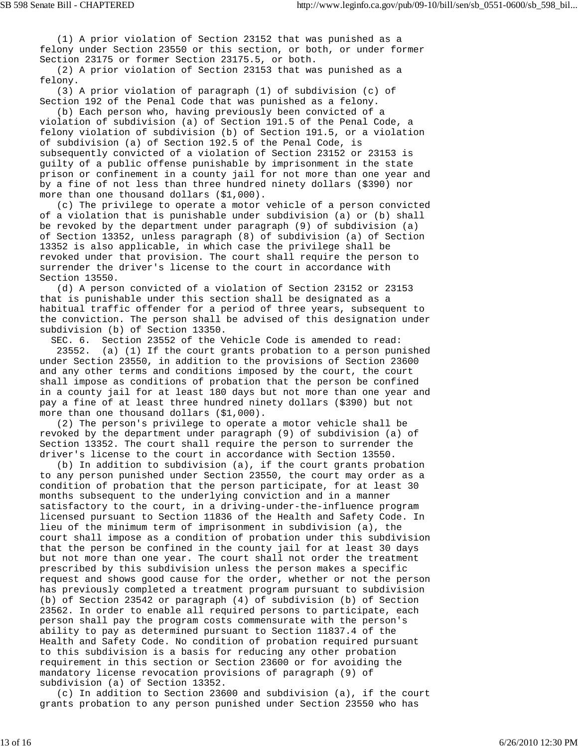(1) A prior violation of Section 23152 that was punished as a felony under Section 23550 or this section, or both, or under former Section 23175 or former Section 23175.5, or both.

(2) A prior violation of Section 23153 that was punished as a felony.

(3) A prior violation of paragraph (1) of subdivision (c) of Section 192 of the Penal Code that was punished as a felony.

(b) Each person who, having previously been convicted of a violation of subdivision (a) of Section 191.5 of the Penal Code, a felony violation of subdivision (b) of Section 191.5, or a violation of subdivision (a) of Section 192.5 of the Penal Code, is subsequently convicted of a violation of Section 23152 or 23153 is guilty of a public offense punishable by imprisonment in the state prison or confinement in a county jail for not more than one year and by a fine of not less than three hundred ninety dollars ($390) nor more than one thousand dollars ($1,000).

(c) The privilege to operate a motor vehicle of a person convicted of a violation that is punishable under subdivision (a) or (b) shall be revoked by the department under paragraph (9) of subdivision (a) of Section 13352, unless paragraph (8) of subdivision (a) of Section 13352 is also applicable, in which case the privilege shall be revoked under that provision. The court shall require the person to surrender the driver's license to the court in accordance with Section 13550.

(d) A person convicted of a violation of Section 23152 or 23153 that is punishable under this section shall be designated as a habitual traffic offender for a period of three years, subsequent to the conviction. The person shall be advised of this designation under subdivision (b) of Section 13350.

SEC. 6. Section 23552 of the Vehicle Code is amended to read:

23552. (a) (1) If the court grants probation to a person punished under Section 23550, in addition to the provisions of Section 23600 and any other terms and conditions imposed by the court, the court shall impose as conditions of probation that the person be confined in a county jail for at least 180 days but not more than one year and pay a fine of at least three hundred ninety dollars ($390) but not more than one thousand dollars ($1,000).

(2) The person's privilege to operate a motor vehicle shall be revoked by the department under paragraph (9) of subdivision (a) of Section 13352. The court shall require the person to surrender the driver's license to the court in accordance with Section 13550.

(b) In addition to subdivision (a), if the court grants probation to any person punished under Section 23550, the court may order as a condition of probation that the person participate, for at least 30 months subsequent to the underlying conviction and in a manner satisfactory to the court, in a driving-under-the-influence program licensed pursuant to Section 11836 of the Health and Safety Code. In lieu of the minimum term of imprisonment in subdivision (a), the court shall impose as a condition of probation under this subdivision that the person be confined in the county jail for at least 30 days but not more than one year. The court shall not order the treatment prescribed by this subdivision unless the person makes a specific request and shows good cause for the order, whether or not the person has previously completed a treatment program pursuant to subdivision (b) of Section 23542 or paragraph (4) of subdivision (b) of Section 23562. In order to enable all required persons to participate, each person shall pay the program costs commensurate with the person's ability to pay as determined pursuant to Section 11837.4 of the Health and Safety Code. No condition of probation required pursuant to this subdivision is a basis for reducing any other probation requirement in this section or Section 23600 or for avoiding the mandatory license revocation provisions of paragraph (9) of subdivision (a) of Section 13352.

(c) In addition to Section 23600 and subdivision (a), if the court grants probation to any person punished under Section 23550 who has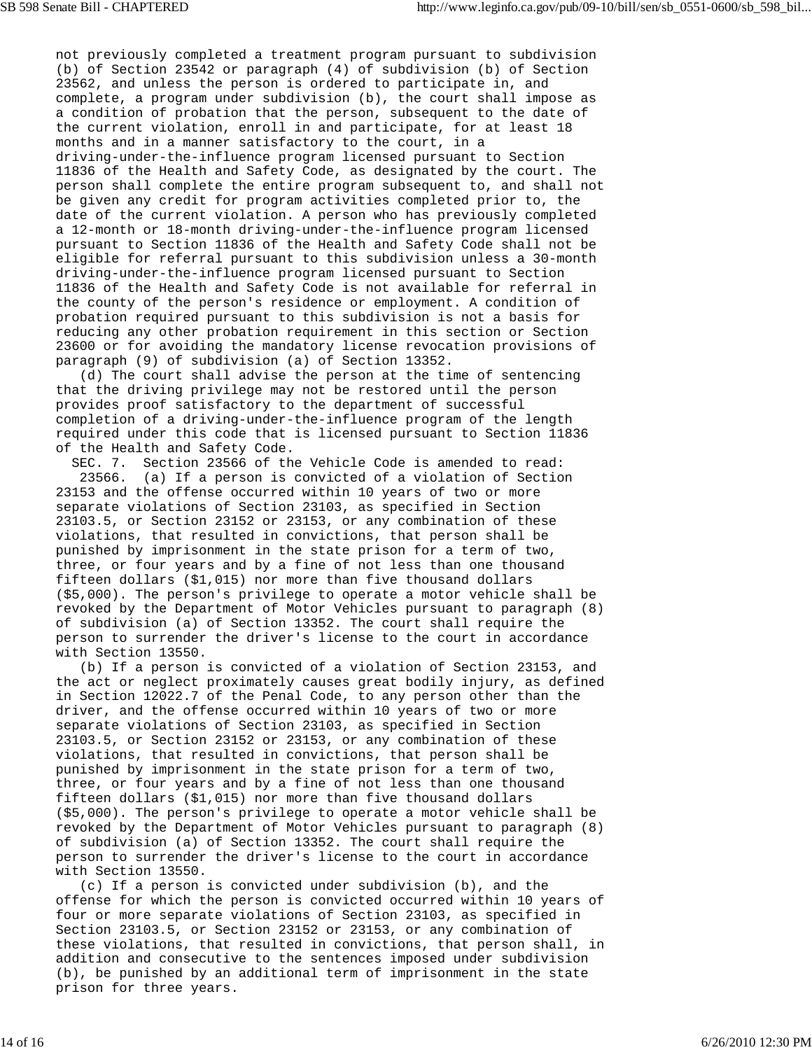not previously completed a treatment program pursuant to subdivision (b) of Section 23542 or paragraph (4) of subdivision (b) of Section 23562, and unless the person is ordered to participate in, and complete, a program under subdivision (b), the court shall impose as a condition of probation that the person, subsequent to the date of the current violation, enroll in and participate, for at least 18 months and in a manner satisfactory to the court, in a driving-under-the-influence program licensed pursuant to Section 11836 of the Health and Safety Code, as designated by the court. The person shall complete the entire program subsequent to, and shall not be given any credit for program activities completed prior to, the date of the current violation. A person who has previously completed a 12-month or 18-month driving-under-the-influence program licensed pursuant to Section 11836 of the Health and Safety Code shall not be eligible for referral pursuant to this subdivision unless a 30-month driving-under-the-influence program licensed pursuant to Section 11836 of the Health and Safety Code is not available for referral in the county of the person's residence or employment. A condition of probation required pursuant to this subdivision is not a basis for reducing any other probation requirement in this section or Section 23600 or for avoiding the mandatory license revocation provisions of paragraph (9) of subdivision (a) of Section 13352.

(d) The court shall advise the person at the time of sentencing that the driving privilege may not be restored until the person provides proof satisfactory to the department of successful completion of a driving-under-the-influence program of the length required under this code that is licensed pursuant to Section 11836 of the Health and Safety Code.

SEC. 7. Section 23566 of the Vehicle Code is amended to read:

23566. (a) If a person is convicted of a violation of Section 23153 and the offense occurred within 10 years of two or more separate violations of Section 23103, as specified in Section 23103.5, or Section 23152 or 23153, or any combination of these violations, that resulted in convictions, that person shall be punished by imprisonment in the state prison for a term of two, three, or four years and by a fine of not less than one thousand fifteen dollars ($1,015) nor more than five thousand dollars ($5,000). The person's privilege to operate a motor vehicle shall be revoked by the Department of Motor Vehicles pursuant to paragraph (8) of subdivision (a) of Section 13352. The court shall require the person to surrender the driver's license to the court in accordance with Section 13550.

(b) If a person is convicted of a violation of Section 23153, and the act or neglect proximately causes great bodily injury, as defined in Section 12022.7 of the Penal Code, to any person other than the driver, and the offense occurred within 10 years of two or more separate violations of Section 23103, as specified in Section 23103.5, or Section 23152 or 23153, or any combination of these violations, that resulted in convictions, that person shall be punished by imprisonment in the state prison for a term of two, three, or four years and by a fine of not less than one thousand fifteen dollars ($1,015) nor more than five thousand dollars ($5,000). The person's privilege to operate a motor vehicle shall be revoked by the Department of Motor Vehicles pursuant to paragraph (8) of subdivision (a) of Section 13352. The court shall require the person to surrender the driver's license to the court in accordance with Section 13550.

(c) If a person is convicted under subdivision (b), and the offense for which the person is convicted occurred within 10 years of four or more separate violations of Section 23103, as specified in Section 23103.5, or Section 23152 or 23153, or any combination of these violations, that resulted in convictions, that person shall, in addition and consecutive to the sentences imposed under subdivision (b), be punished by an additional term of imprisonment in the state prison for three years.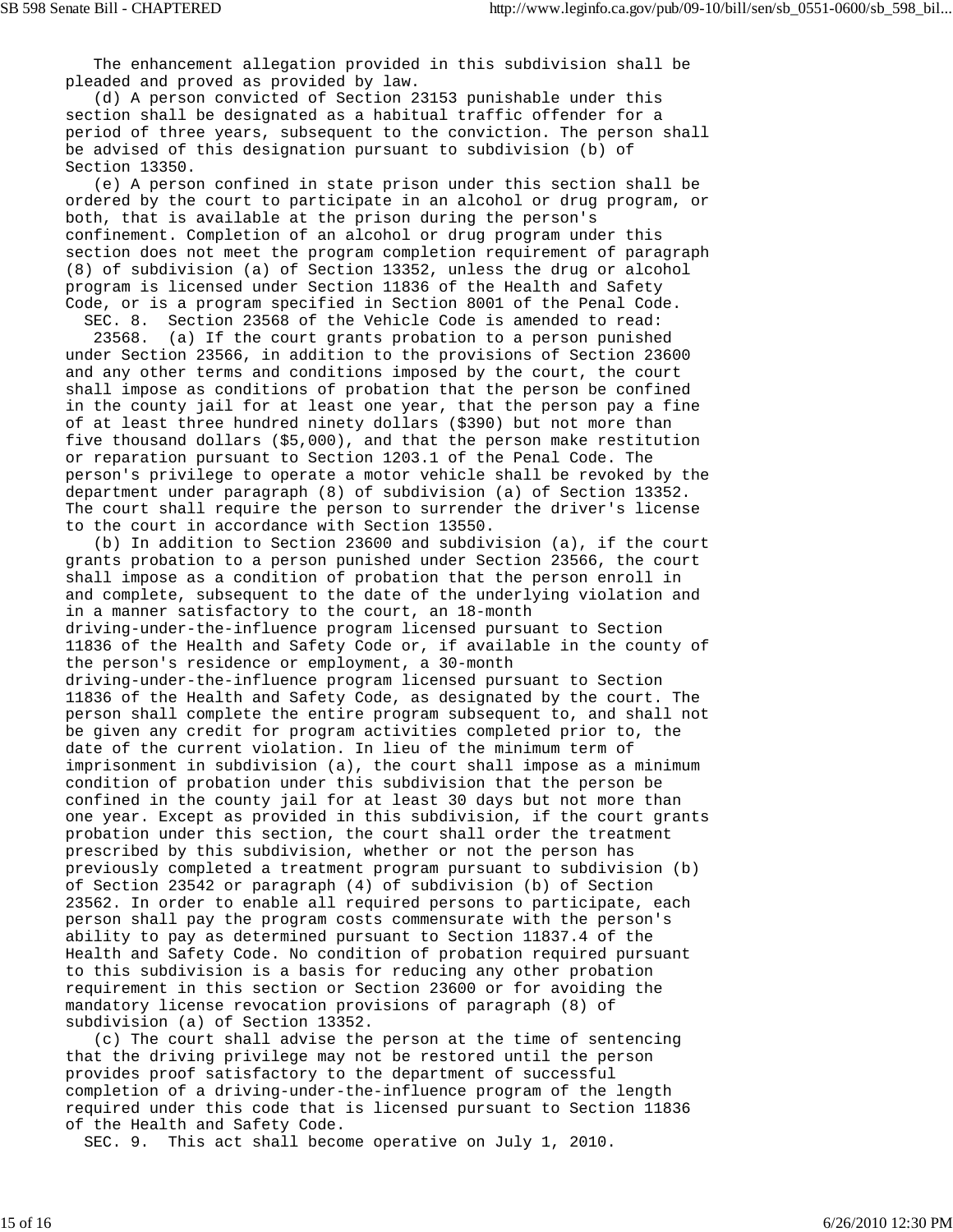The enhancement allegation provided in this subdivision shall be pleaded and proved as provided by law.

(d) A person convicted of Section 23153 punishable under this section shall be designated as a habitual traffic offender for a period of three years, subsequent to the conviction. The person shall be advised of this designation pursuant to subdivision (b) of Section 13350.

(e) A person confined in state prison under this section shall be ordered by the court to participate in an alcohol or drug program, or both, that is available at the prison during the person's confinement. Completion of an alcohol or drug program under this section does not meet the program completion requirement of paragraph (8) of subdivision (a) of Section 13352, unless the drug or alcohol program is licensed under Section 11836 of the Health and Safety Code, or is a program specified in Section 8001 of the Penal Code.

SEC. 8. Section 23568 of the Vehicle Code is amended to read:

23568. (a) If the court grants probation to a person punished under Section 23566, in addition to the provisions of Section 23600 and any other terms and conditions imposed by the court, the court shall impose as conditions of probation that the person be confined in the county jail for at least one year, that the person pay a fine of at least three hundred ninety dollars ($390) but not more than five thousand dollars ($5,000), and that the person make restitution or reparation pursuant to Section 1203.1 of the Penal Code. The person's privilege to operate a motor vehicle shall be revoked by the department under paragraph (8) of subdivision (a) of Section 13352. The court shall require the person to surrender the driver's license to the court in accordance with Section 13550.

(b) In addition to Section 23600 and subdivision (a), if the court grants probation to a person punished under Section 23566, the court shall impose as a condition of probation that the person enroll in and complete, subsequent to the date of the underlying violation and in a manner satisfactory to the court, an 18-month driving-under-the-influence program licensed pursuant to Section 11836 of the Health and Safety Code or, if available in the county of the person's residence or employment, a 30-month driving-under-the-influence program licensed pursuant to Section 11836 of the Health and Safety Code, as designated by the court. The person shall complete the entire program subsequent to, and shall not be given any credit for program activities completed prior to, the date of the current violation. In lieu of the minimum term of imprisonment in subdivision (a), the court shall impose as a minimum condition of probation under this subdivision that the person be confined in the county jail for at least 30 days but not more than one year. Except as provided in this subdivision, if the court grants probation under this section, the court shall order the treatment prescribed by this subdivision, whether or not the person has previously completed a treatment program pursuant to subdivision (b) of Section 23542 or paragraph (4) of subdivision (b) of Section 23562. In order to enable all required persons to participate, each person shall pay the program costs commensurate with the person's ability to pay as determined pursuant to Section 11837.4 of the Health and Safety Code. No condition of probation required pursuant to this subdivision is a basis for reducing any other probation requirement in this section or Section 23600 or for avoiding the mandatory license revocation provisions of paragraph (8) of subdivision (a) of Section 13352.

(c) The court shall advise the person at the time of sentencing that the driving privilege may not be restored until the person provides proof satisfactory to the department of successful completion of a driving-under-the-influence program of the length required under this code that is licensed pursuant to Section 11836 of the Health and Safety Code.

SEC. 9. This act shall become operative on July 1, 2010.